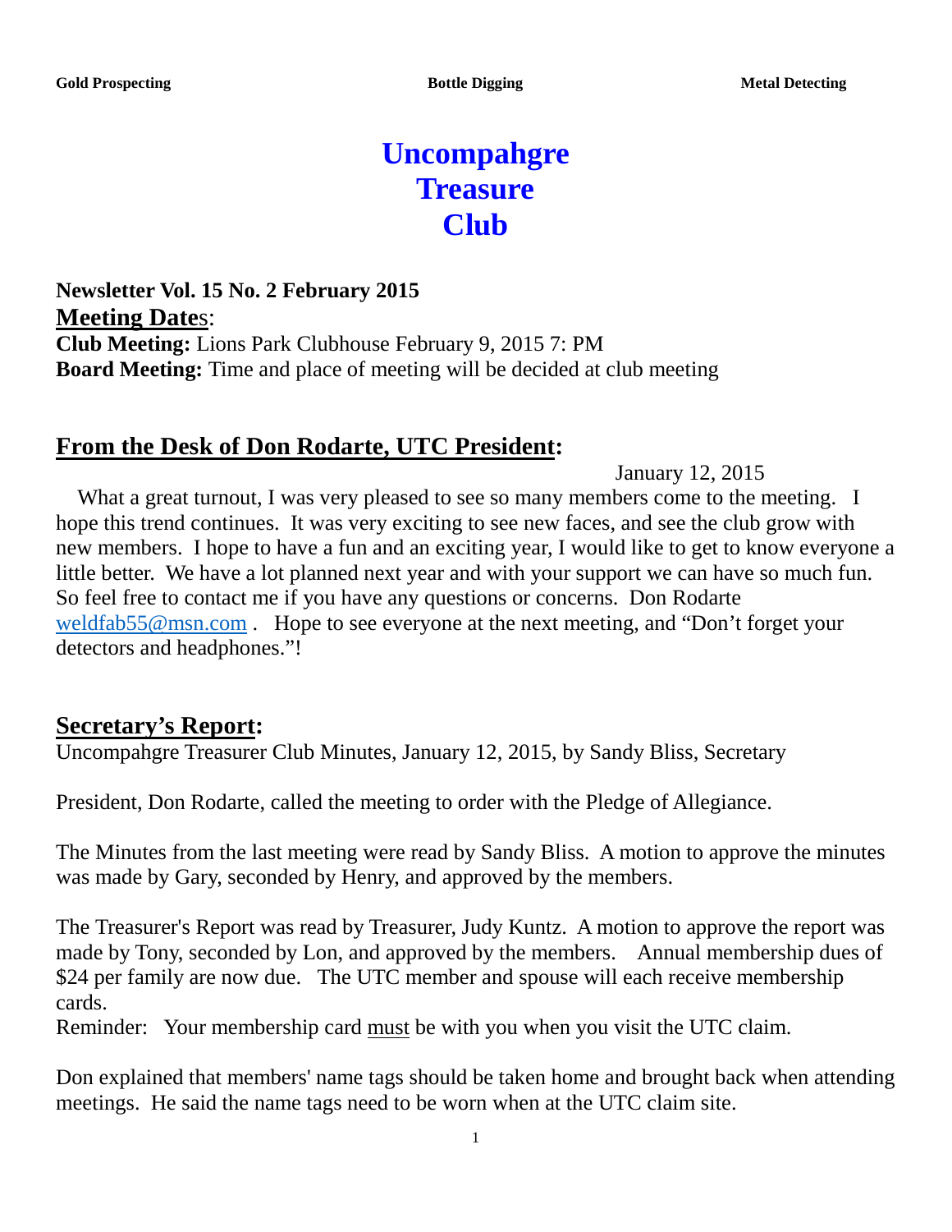**Gold Prospecting** **Bottle Digging** **Metal Detecting**

# Uncompahgre Treasure Club

**Newsletter Vol. 15 No. 2 February 2015**

## Meeting Dates:

**Club Meeting:** Lions Park Clubhouse February 9, 2015 7: PM
**Board Meeting:** Time and place of meeting will be decided at club meeting

## From the Desk of Don Rodarte, UTC President:

January 12, 2015

What a great turnout, I was very pleased to see so many members come to the meeting. I hope this trend continues. It was very exciting to see new faces, and see the club grow with new members. I hope to have a fun and an exciting year, I would like to get to know everyone a little better. We have a lot planned next year and with your support we can have so much fun. So feel free to contact me if you have any questions or concerns. Don Rodarte weldfab55@msn.com . Hope to see everyone at the next meeting, and "Don't forget your detectors and headphones."!

## Secretary's Report:

Uncompahgre Treasurer Club Minutes, January 12, 2015, by Sandy Bliss, Secretary

President, Don Rodarte, called the meeting to order with the Pledge of Allegiance.

The Minutes from the last meeting were read by Sandy Bliss. A motion to approve the minutes was made by Gary, seconded by Henry, and approved by the members.

The Treasurer's Report was read by Treasurer, Judy Kuntz. A motion to approve the report was made by Tony, seconded by Lon, and approved by the members. Annual membership dues of $24 per family are now due. The UTC member and spouse will each receive membership cards.
Reminder: Your membership card must be with you when you visit the UTC claim.

Don explained that members' name tags should be taken home and brought back when attending meetings. He said the name tags need to be worn when at the UTC claim site.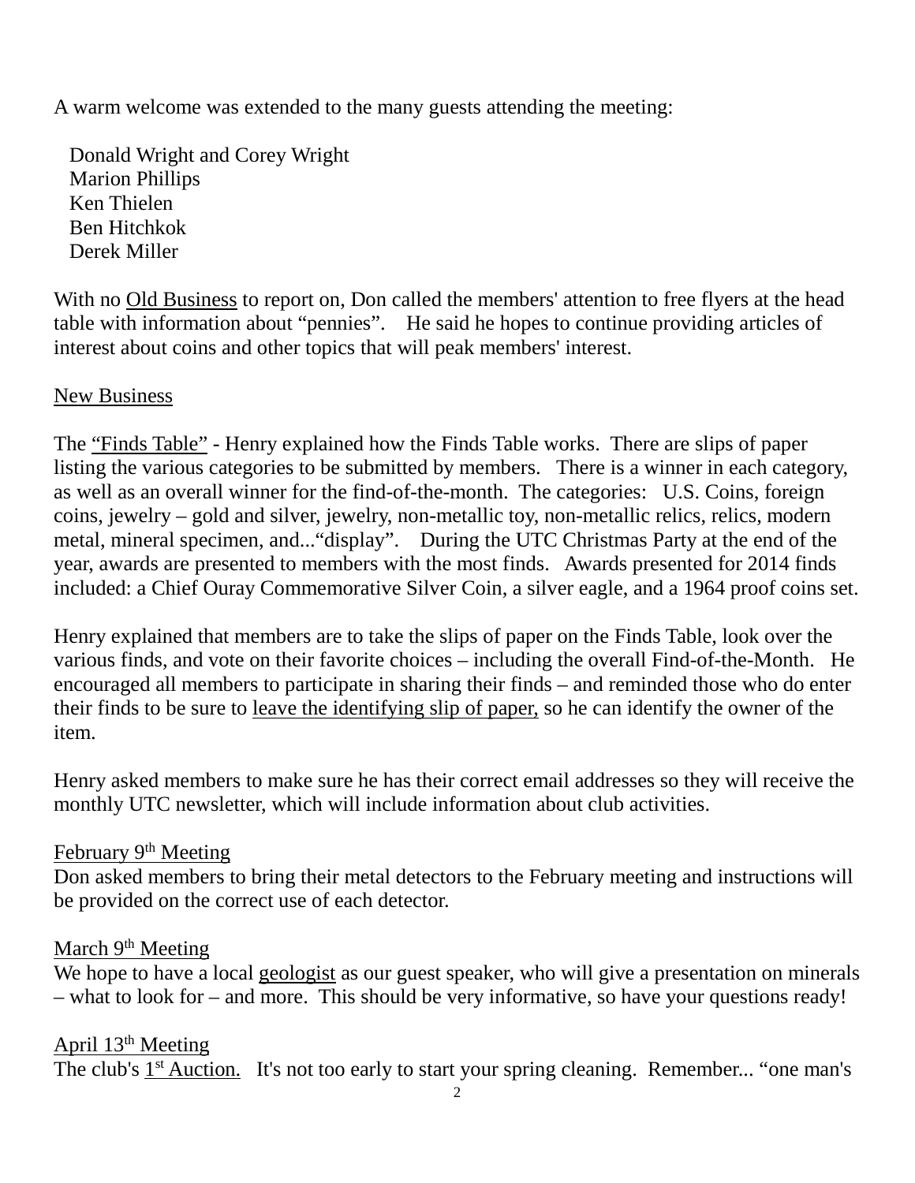A warm welcome was extended to the many guests attending the meeting:

Donald Wright and Corey Wright
Marion Phillips
Ken Thielen
Ben Hitchkok
Derek Miller

With no Old Business to report on, Don called the members' attention to free flyers at the head table with information about "pennies". He said he hopes to continue providing articles of interest about coins and other topics that will peak members' interest.

New Business

The "Finds Table" - Henry explained how the Finds Table works. There are slips of paper listing the various categories to be submitted by members. There is a winner in each category, as well as an overall winner for the find-of-the-month. The categories: U.S. Coins, foreign coins, jewelry – gold and silver, jewelry, non-metallic toy, non-metallic relics, relics, modern metal, mineral specimen, and..."display". During the UTC Christmas Party at the end of the year, awards are presented to members with the most finds. Awards presented for 2014 finds included: a Chief Ouray Commemorative Silver Coin, a silver eagle, and a 1964 proof coins set.

Henry explained that members are to take the slips of paper on the Finds Table, look over the various finds, and vote on their favorite choices – including the overall Find-of-the-Month. He encouraged all members to participate in sharing their finds – and reminded those who do enter their finds to be sure to leave the identifying slip of paper, so he can identify the owner of the item.

Henry asked members to make sure he has their correct email addresses so they will receive the monthly UTC newsletter, which will include information about club activities.

February 9th Meeting
Don asked members to bring their metal detectors to the February meeting and instructions will be provided on the correct use of each detector.

March 9th Meeting
We hope to have a local geologist as our guest speaker, who will give a presentation on minerals – what to look for – and more. This should be very informative, so have your questions ready!

April 13th Meeting
The club's 1st Auction. It's not too early to start your spring cleaning. Remember... "one man's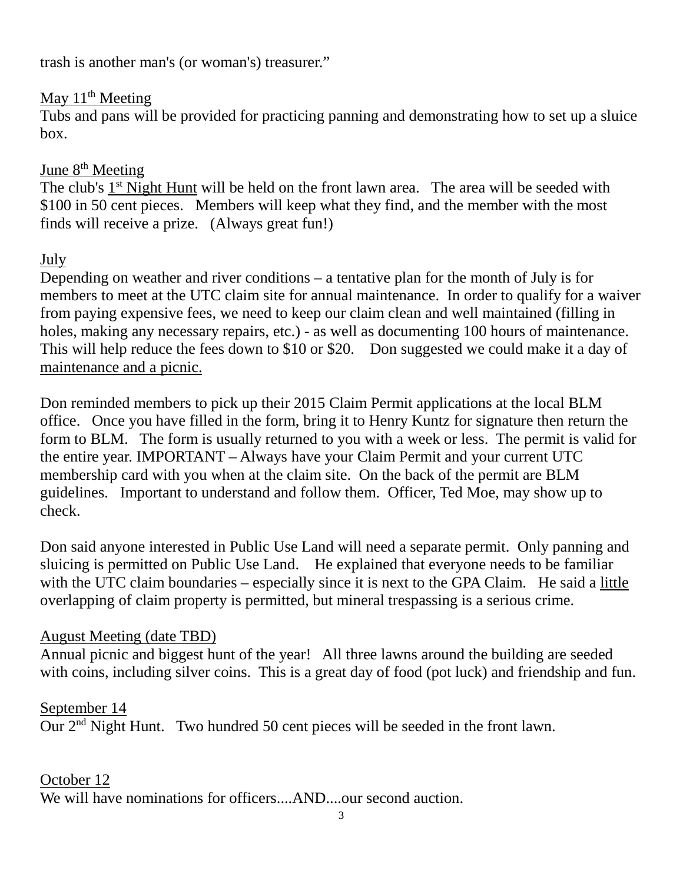trash is another man's (or woman's) treasurer.”

<u>May 11th Meeting</u>
Tubs and pans will be provided for practicing panning and demonstrating how to set up a sluice box.

<u>June 8th Meeting</u>
The club's <u>1st Night Hunt</u> will be held on the front lawn area. The area will be seeded with $100 in 50 cent pieces. Members will keep what they find, and the member with the most finds will receive a prize. (Always great fun!)

<u>July</u>
Depending on weather and river conditions – a tentative plan for the month of July is for members to meet at the UTC claim site for annual maintenance. In order to qualify for a waiver from paying expensive fees, we need to keep our claim clean and well maintained (filling in holes, making any necessary repairs, etc.) - as well as documenting 100 hours of maintenance. This will help reduce the fees down to $10 or $20. Don suggested we could make it a day of <u>maintenance and a picnic.</u>

Don reminded members to pick up their 2015 Claim Permit applications at the local BLM office. Once you have filled in the form, bring it to Henry Kuntz for signature then return the form to BLM. The form is usually returned to you with a week or less. The permit is valid for the entire year. IMPORTANT – Always have your Claim Permit and your current UTC membership card with you when at the claim site. On the back of the permit are BLM guidelines. Important to understand and follow them. Officer, Ted Moe, may show up to check.

Don said anyone interested in Public Use Land will need a separate permit. Only panning and sluicing is permitted on Public Use Land. He explained that everyone needs to be familiar with the UTC claim boundaries – especially since it is next to the GPA Claim. He said a <u>little</u> overlapping of claim property is permitted, but mineral trespassing is a serious crime.

<u>August Meeting (date TBD)</u>
Annual picnic and biggest hunt of the year! All three lawns around the building are seeded with coins, including silver coins. This is a great day of food (pot luck) and friendship and fun.

<u>September 14</u>
Our 2nd Night Hunt. Two hundred 50 cent pieces will be seeded in the front lawn.

<u>October 12</u>
We will have nominations for officers....AND....our second auction.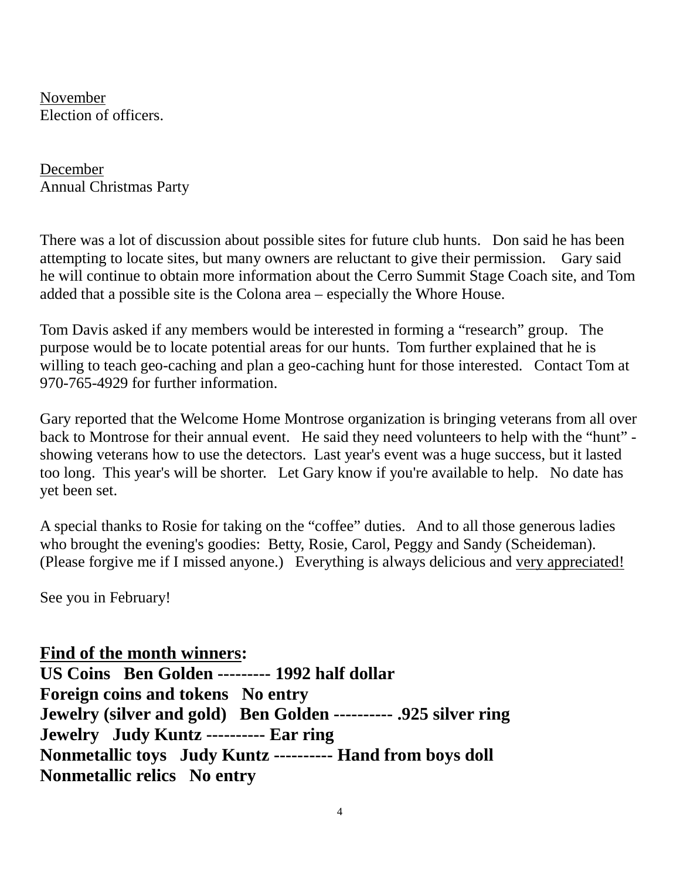<u>November</u>
Election of officers.

<u>December</u>
Annual Christmas Party

There was a lot of discussion about possible sites for future club hunts. Don said he has been attempting to locate sites, but many owners are reluctant to give their permission. Gary said he will continue to obtain more information about the Cerro Summit Stage Coach site, and Tom added that a possible site is the Colona area – especially the Whore House.

Tom Davis asked if any members would be interested in forming a "research" group. The purpose would be to locate potential areas for our hunts. Tom further explained that he is willing to teach geo-caching and plan a geo-caching hunt for those interested. Contact Tom at 970-765-4929 for further information.

Gary reported that the Welcome Home Montrose organization is bringing veterans from all over back to Montrose for their annual event. He said they need volunteers to help with the "hunt" - showing veterans how to use the detectors. Last year's event was a huge success, but it lasted too long. This year's will be shorter. Let Gary know if you're available to help. No date has yet been set.

A special thanks to Rosie for taking on the "coffee" duties. And to all those generous ladies who brought the evening's goodies: Betty, Rosie, Carol, Peggy and Sandy (Scheideman). (Please forgive me if I missed anyone.) Everything is always delicious and <u>very appreciated!</u>

See you in February!

**<u>Find of the month winners</u>:**
**US Coins Ben Golden --------- 1992 half dollar**
**Foreign coins and tokens No entry**
**Jewelry (silver and gold) Ben Golden ---------- .925 silver ring**
**Jewelry Judy Kuntz ---------- Ear ring**
**Nonmetallic toys Judy Kuntz ---------- Hand from boys doll**
**Nonmetallic relics No entry**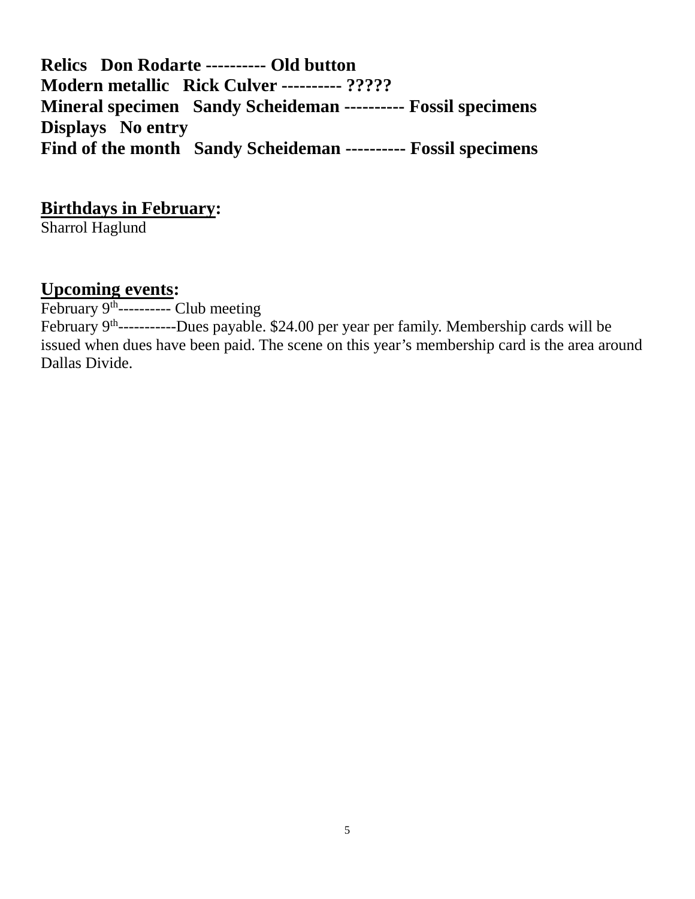**Relics   Don Rodarte ---------- Old button**
**Modern metallic   Rick Culver ---------- ?????**
**Mineral specimen   Sandy Scheideman ---------- Fossil specimens**
**Displays   No entry**
**Find of the month   Sandy Scheideman ---------- Fossil specimens**

**<u>Birthdays in February</u>:**
Sharrol Haglund

**<u>Upcoming events</u>:**
February 9th---------- Club meeting
February 9th-----------Dues payable. $24.00 per year per family. Membership cards will be issued when dues have been paid. The scene on this year's membership card is the area around Dallas Divide.